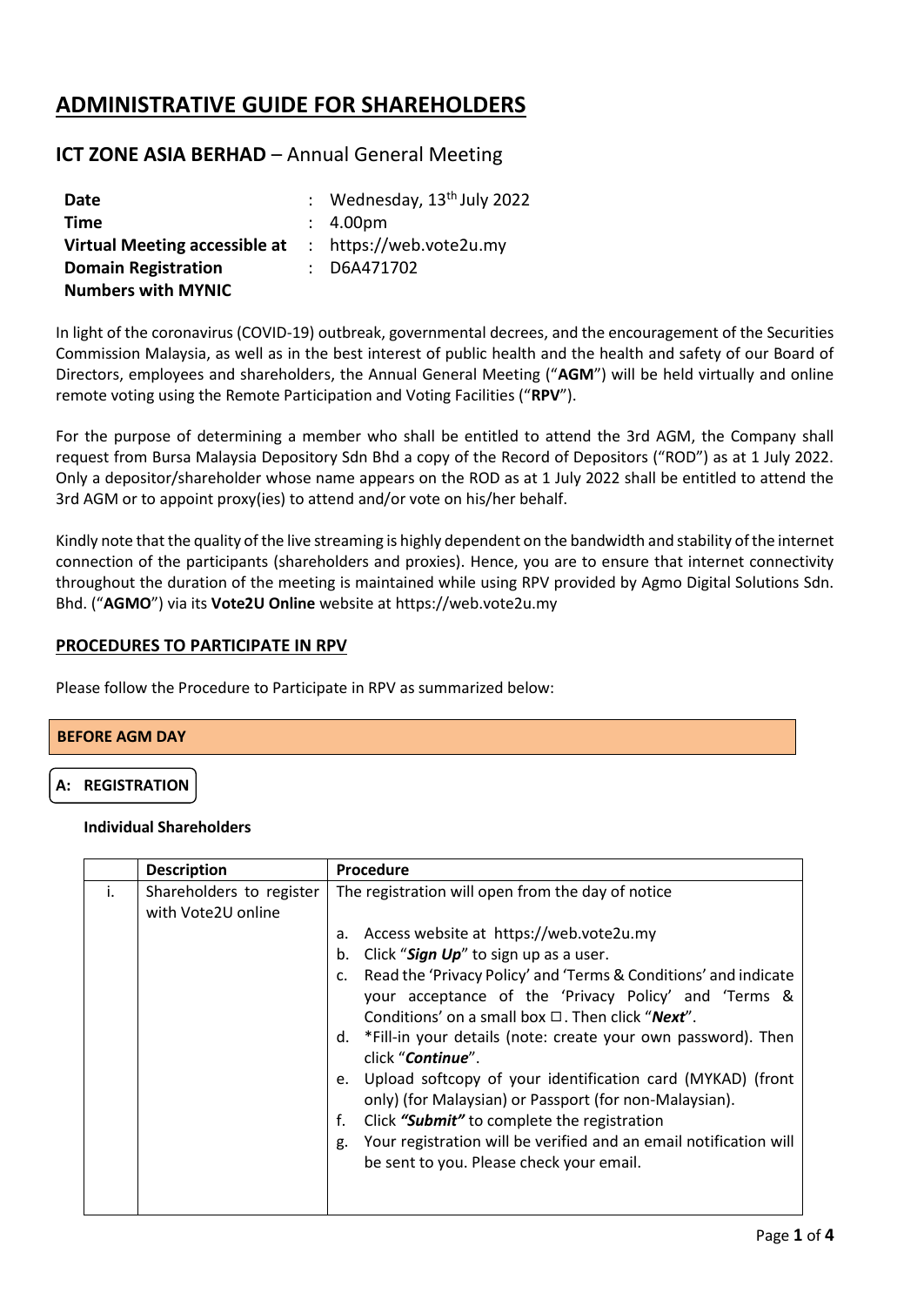# ADMINISTRATIVE GUIDE FOR SHAREHOLDERS

## ICT ZONE ASIA BERHAD – Annual General Meeting

| | | |
|---|---|---|
| **Date** | : | Wednesday, 13th July 2022 |
| **Time** | : | 4.00pm |
| **Virtual Meeting accessible at** | : | https://web.vote2u.my |
| **Domain Registration Numbers with MYNIC** | : | D6A471702 |

In light of the coronavirus (COVID-19) outbreak, governmental decrees, and the encouragement of the Securities Commission Malaysia, as well as in the best interest of public health and the health and safety of our Board of Directors, employees and shareholders, the Annual General Meeting ("**AGM**") will be held virtually and online remote voting using the Remote Participation and Voting Facilities ("**RPV**").

For the purpose of determining a member who shall be entitled to attend the 3rd AGM, the Company shall request from Bursa Malaysia Depository Sdn Bhd a copy of the Record of Depositors ("ROD") as at 1 July 2022. Only a depositor/shareholder whose name appears on the ROD as at 1 July 2022 shall be entitled to attend the 3rd AGM or to appoint proxy(ies) to attend and/or vote on his/her behalf.

Kindly note that the quality of the live streaming is highly dependent on the bandwidth and stability of the internet connection of the participants (shareholders and proxies). Hence, you are to ensure that internet connectivity throughout the duration of the meeting is maintained while using RPV provided by Agmo Digital Solutions Sdn. Bhd. ("**AGMO**") via its **Vote2U Online** website at https://web.vote2u.my

### PROCEDURES TO PARTICIPATE IN RPV

Please follow the Procedure to Participate in RPV as summarized below:

**BEFORE AGM DAY**

**A: REGISTRATION**

**Individual Shareholders**

| | Description | Procedure |
|---|---|---|
| i. | Shareholders to register with Vote2U online | The registration will open from the day of notice<br><br>a. Access website at https://web.vote2u.my<br>b. Click "***Sign Up***" to sign up as a user.<br>c. Read the 'Privacy Policy' and 'Terms & Conditions' and indicate your acceptance of the 'Privacy Policy' and 'Terms & Conditions' on a small box ☐. Then click "***Next***".<br>d. *Fill-in your details (note: create your own password). Then click "***Continue***".<br>e. Upload softcopy of your identification card (MYKAD) (front only) (for Malaysian) or Passport (for non-Malaysian).<br>f. Click ***"Submit"*** to complete the registration<br>g. Your registration will be verified and an email notification will be sent to you. Please check your email. |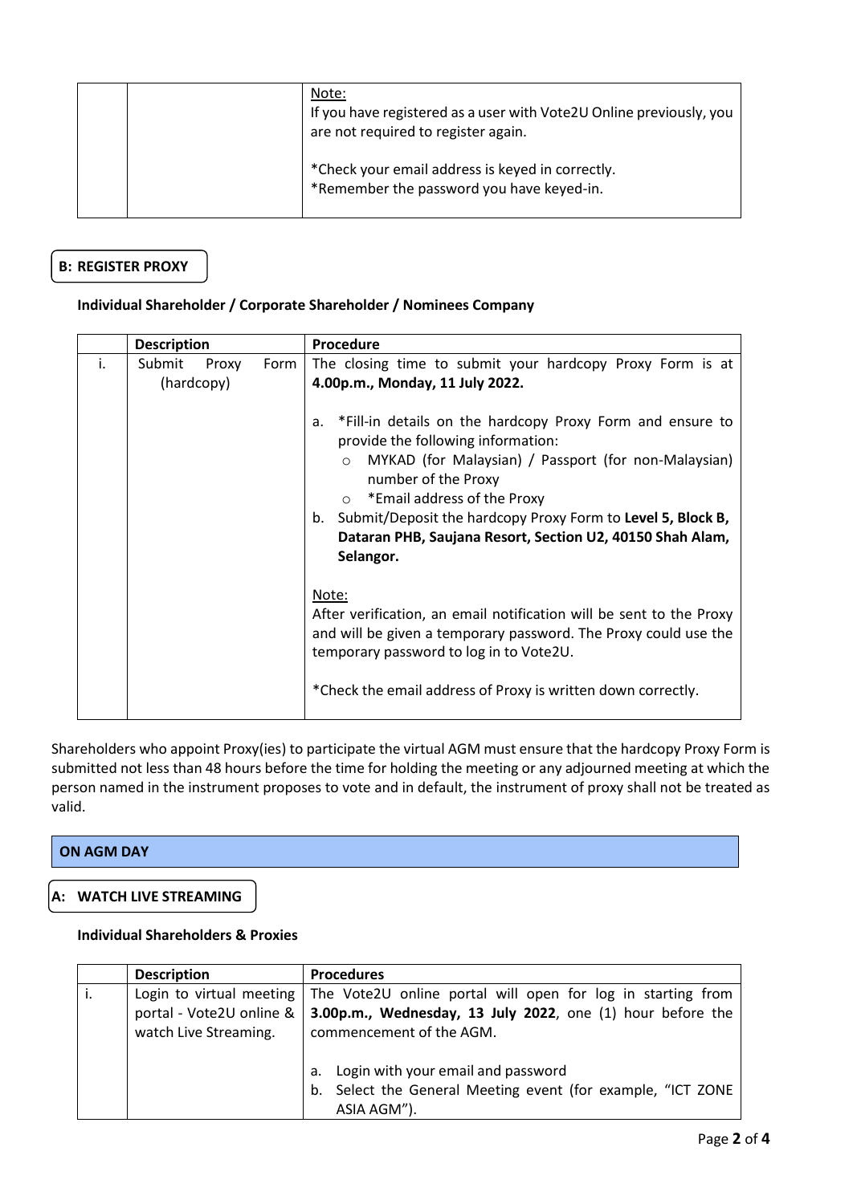| | | Note:<br>If you have registered as a user with Vote2U Online previously, you are not required to register again.<br><br>*Check your email address is keyed in correctly.<br>*Remember the password you have keyed-in. |
|---|---|---|

**B: REGISTER PROXY**

**Individual Shareholder / Corporate Shareholder / Nominees Company**

| | Description | Procedure |
|---|---|---|
| i. | Submit Proxy Form (hardcopy) | The closing time to submit your hardcopy Proxy Form is at **4.00p.m., Monday, 11 July 2022.**<br><br>a. *Fill-in details on the hardcopy Proxy Form and ensure to provide the following information:<br>○ MYKAD (for Malaysian) / Passport (for non-Malaysian) number of the Proxy<br>○ *Email address of the Proxy<br>b. Submit/Deposit the hardcopy Proxy Form to **Level 5, Block B, Dataran PHB, Saujana Resort, Section U2, 40150 Shah Alam, Selangor.**<br><br>Note:<br>After verification, an email notification will be sent to the Proxy and will be given a temporary password. The Proxy could use the temporary password to log in to Vote2U.<br><br>*Check the email address of Proxy is written down correctly. |

Shareholders who appoint Proxy(ies) to participate the virtual AGM must ensure that the hardcopy Proxy Form is submitted not less than 48 hours before the time for holding the meeting or any adjourned meeting at which the person named in the instrument proposes to vote and in default, the instrument of proxy shall not be treated as valid.

## ON AGM DAY

**A: WATCH LIVE STREAMING**

**Individual Shareholders & Proxies**

| | Description | Procedures |
|---|---|---|
| i. | Login to virtual meeting portal - Vote2U online & watch Live Streaming. | The Vote2U online portal will open for log in starting from **3.00p.m., Wednesday, 13 July 2022**, one (1) hour before the commencement of the AGM.<br><br>a. Login with your email and password<br>b. Select the General Meeting event (for example, "ICT ZONE ASIA AGM"). |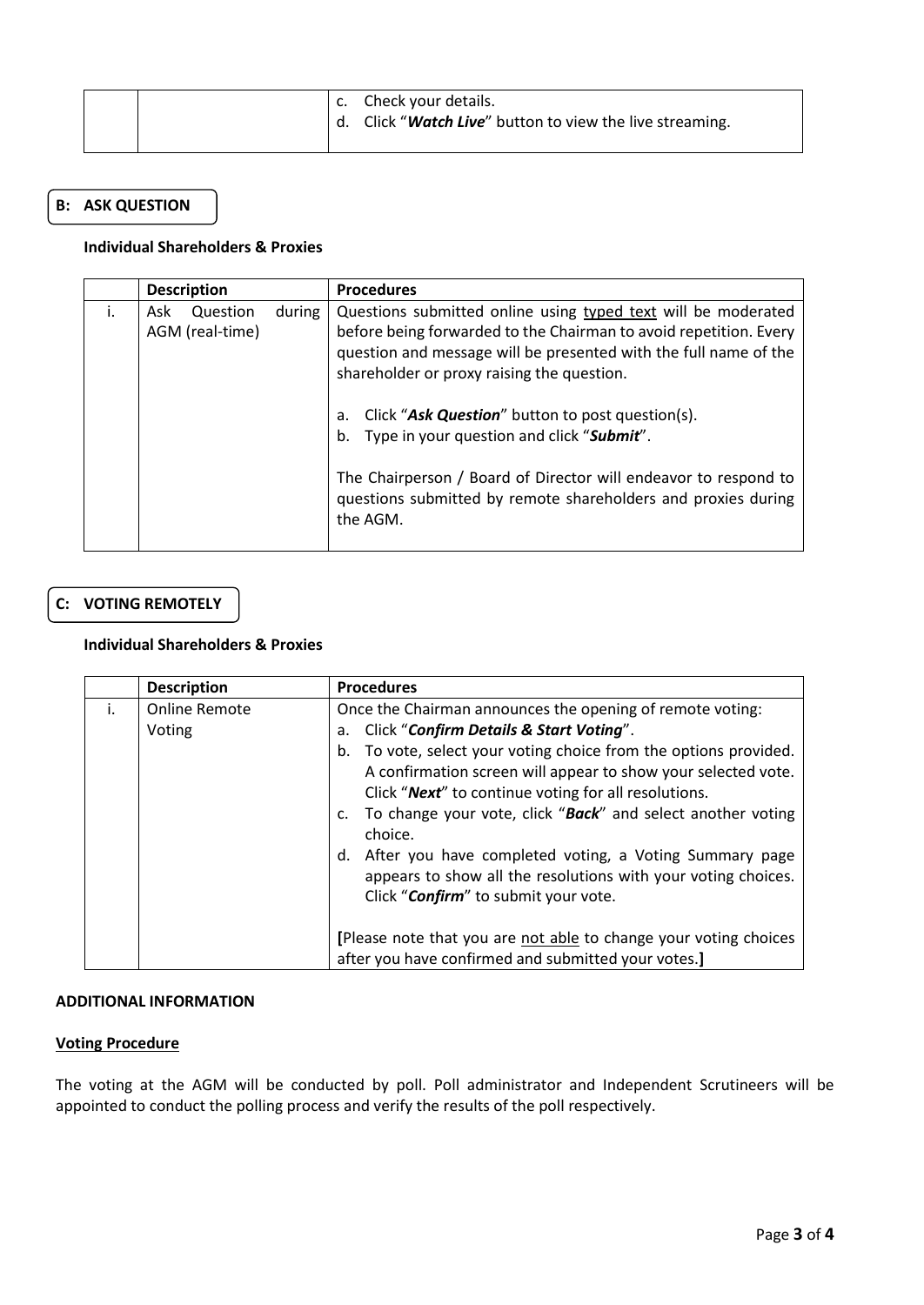| | | c. Check your details.<br>d. Click "***Watch Live***" button to view the live streaming. |
|---|---|---|

## B: ASK QUESTION

**Individual Shareholders & Proxies**

| | Description | Procedures |
|---|---|---|
| i. | Ask Question during AGM (real-time) | Questions submitted online using typed text will be moderated before being forwarded to the Chairman to avoid repetition. Every question and message will be presented with the full name of the shareholder or proxy raising the question.<br><br>a. Click "***Ask Question***" button to post question(s).<br>b. Type in your question and click "***Submit***".<br><br>The Chairperson / Board of Director will endeavor to respond to questions submitted by remote shareholders and proxies during the AGM. |

## C: VOTING REMOTELY

**Individual Shareholders & Proxies**

| | Description | Procedures |
|---|---|---|
| i. | Online Remote Voting | Once the Chairman announces the opening of remote voting:<br>a. Click "***Confirm Details & Start Voting***".<br>b. To vote, select your voting choice from the options provided. A confirmation screen will appear to show your selected vote. Click "***Next***" to continue voting for all resolutions.<br>c. To change your vote, click "***Back***" and select another voting choice.<br>d. After you have completed voting, a Voting Summary page appears to show all the resolutions with your voting choices. Click "***Confirm***" to submit your vote.<br><br>**[**Please note that you are not able to change your voting choices after you have confirmed and submitted your votes.**]** |

**ADDITIONAL INFORMATION**

**Voting Procedure**

The voting at the AGM will be conducted by poll. Poll administrator and Independent Scrutineers will be appointed to conduct the polling process and verify the results of the poll respectively.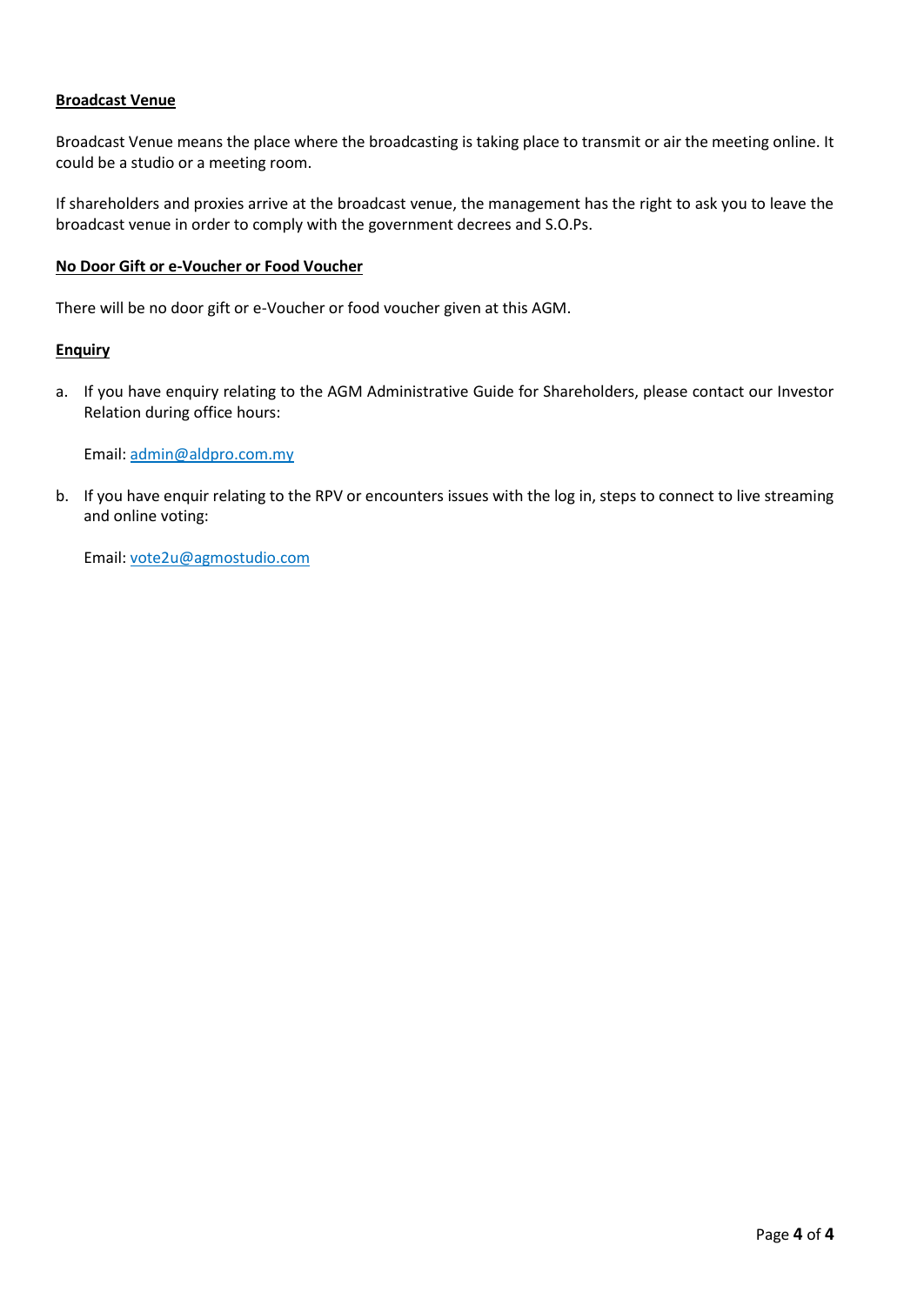**Broadcast Venue**

Broadcast Venue means the place where the broadcasting is taking place to transmit or air the meeting online. It could be a studio or a meeting room.

If shareholders and proxies arrive at the broadcast venue, the management has the right to ask you to leave the broadcast venue in order to comply with the government decrees and S.O.Ps.

**No Door Gift or e-Voucher or Food Voucher**

There will be no door gift or e-Voucher or food voucher given at this AGM.

**Enquiry**

a. If you have enquiry relating to the AGM Administrative Guide for Shareholders, please contact our Investor Relation during office hours:

   Email: admin@aldpro.com.my

b. If you have enquir relating to the RPV or encounters issues with the log in, steps to connect to live streaming and online voting:

   Email: vote2u@agmostudio.com